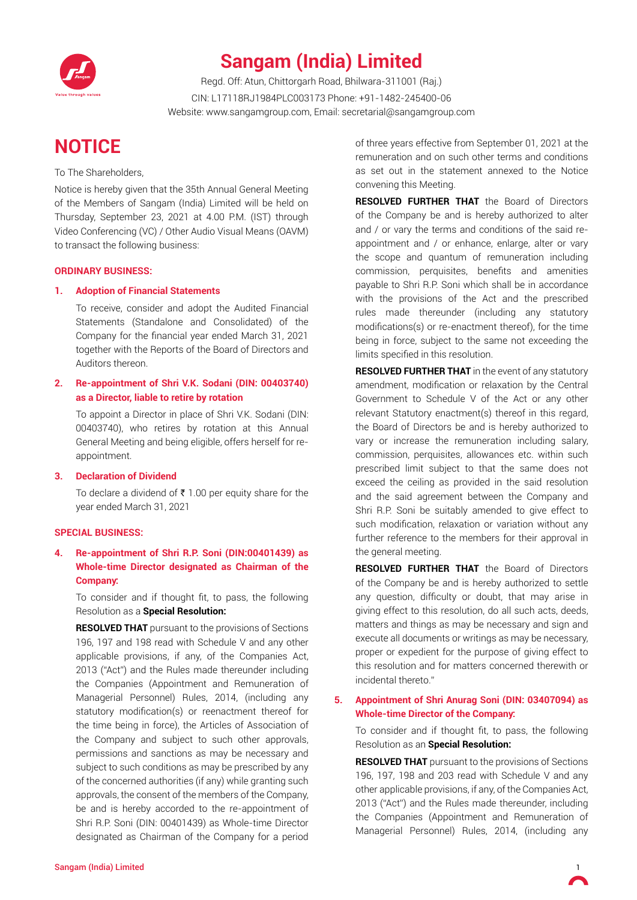# Sangam (India) Limited

Regd. Off: Atun, Chittorgarh Road, Bhilwara-311001 (Raj.)

CIN: L17118RJ1984PLC003173 Phone: +91-1482-245400-06

Website: www.sangamgroup.com, Email: secretarial@sangamgroup.com

# NOTICE

To The Shareholders,

Notice is hereby given that the 35th Annual General Meeting of the Members of Sangam (India) Limited will be held on Thursday, September 23, 2021 at 4.00 P.M. (IST) through Video Conferencing (VC) / Other Audio Visual Means (OAVM) to transact the following business:

## ORDINARY BUSINESS:

### 1. Adoption of Financial Statements

To receive, consider and adopt the Audited Financial Statements (Standalone and Consolidated) of the Company for the financial year ended March 31, 2021 together with the Reports of the Board of Directors and Auditors thereon.

### 2. Re-appointment of Shri V.K. Sodani (DIN: 00403740) as a Director, liable to retire by rotation

To appoint a Director in place of Shri V.K. Sodani (DIN: 00403740), who retires by rotation at this Annual General Meeting and being eligible, offers herself for re-appointment.

### 3. Declaration of Dividend

To declare a dividend of ₹ 1.00 per equity share for the year ended March 31, 2021

## SPECIAL BUSINESS:

### 4. Re-appointment of Shri R.P. Soni (DIN:00401439) as Whole-time Director designated as Chairman of the Company:

To consider and if thought fit, to pass, the following Resolution as a **Special Resolution:**

**RESOLVED THAT** pursuant to the provisions of Sections 196, 197 and 198 read with Schedule V and any other applicable provisions, if any, of the Companies Act, 2013 ("Act") and the Rules made thereunder including the Companies (Appointment and Remuneration of Managerial Personnel) Rules, 2014, (including any statutory modification(s) or reenactment thereof for the time being in force), the Articles of Association of the Company and subject to such other approvals, permissions and sanctions as may be necessary and subject to such conditions as may be prescribed by any of the concerned authorities (if any) while granting such approvals, the consent of the members of the Company, be and is hereby accorded to the re-appointment of Shri R.P. Soni (DIN: 00401439) as Whole-time Director designated as Chairman of the Company for a period of three years effective from September 01, 2021 at the remuneration and on such other terms and conditions as set out in the statement annexed to the Notice convening this Meeting.

**RESOLVED FURTHER THAT** the Board of Directors of the Company be and is hereby authorized to alter and / or vary the terms and conditions of the said re-appointment and / or enhance, enlarge, alter or vary the scope and quantum of remuneration including commission, perquisites, benefits and amenities payable to Shri R.P. Soni which shall be in accordance with the provisions of the Act and the prescribed rules made thereunder (including any statutory modifications(s) or re-enactment thereof), for the time being in force, subject to the same not exceeding the limits specified in this resolution.

**RESOLVED FURTHER THAT** in the event of any statutory amendment, modification or relaxation by the Central Government to Schedule V of the Act or any other relevant Statutory enactment(s) thereof in this regard, the Board of Directors be and is hereby authorized to vary or increase the remuneration including salary, commission, perquisites, allowances etc. within such prescribed limit subject to that the same does not exceed the ceiling as provided in the said resolution and the said agreement between the Company and Shri R.P. Soni be suitably amended to give effect to such modification, relaxation or variation without any further reference to the members for their approval in the general meeting.

**RESOLVED FURTHER THAT** the Board of Directors of the Company be and is hereby authorized to settle any question, difficulty or doubt, that may arise in giving effect to this resolution, do all such acts, deeds, matters and things as may be necessary and sign and execute all documents or writings as may be necessary, proper or expedient for the purpose of giving effect to this resolution and for matters concerned therewith or incidental thereto."

### 5. Appointment of Shri Anurag Soni (DIN: 03407094) as Whole-time Director of the Company:

To consider and if thought fit, to pass, the following Resolution as an **Special Resolution:**

**RESOLVED THAT** pursuant to the provisions of Sections 196, 197, 198 and 203 read with Schedule V and any other applicable provisions, if any, of the Companies Act, 2013 ("Act") and the Rules made thereunder, including the Companies (Appointment and Remuneration of Managerial Personnel) Rules, 2014, (including any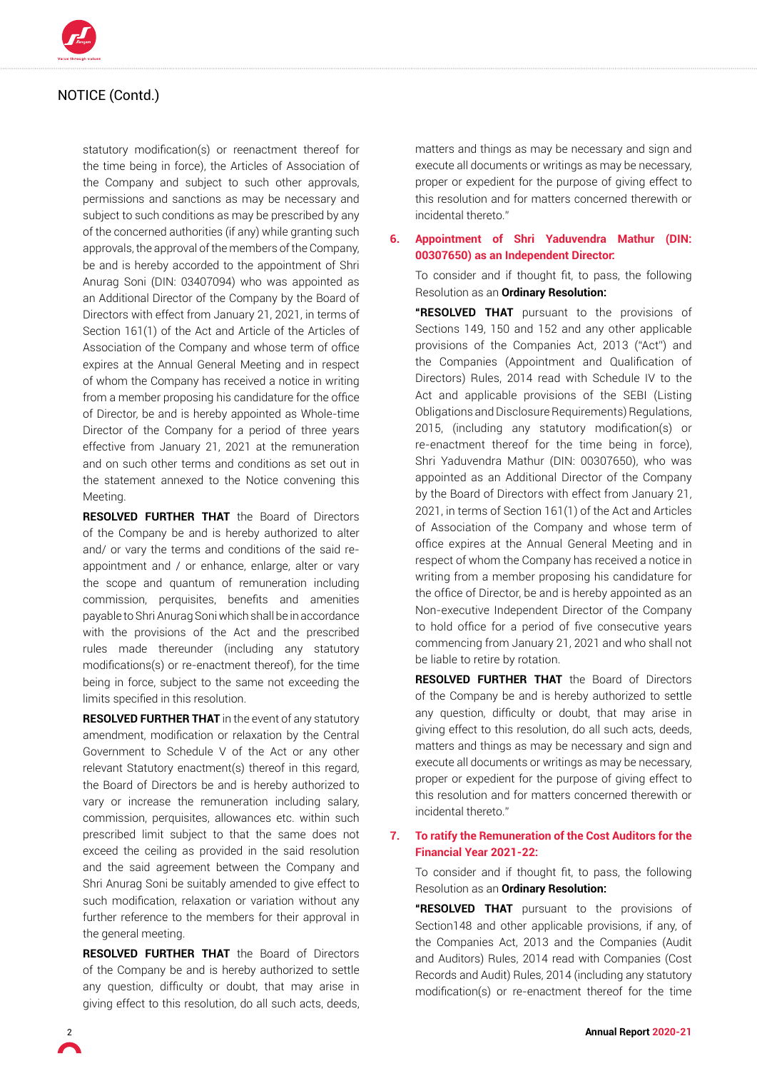## NOTICE (Contd.)

statutory modification(s) or reenactment thereof for the time being in force), the Articles of Association of the Company and subject to such other approvals, permissions and sanctions as may be necessary and subject to such conditions as may be prescribed by any of the concerned authorities (if any) while granting such approvals, the approval of the members of the Company, be and is hereby accorded to the appointment of Shri Anurag Soni (DIN: 03407094) who was appointed as an Additional Director of the Company by the Board of Directors with effect from January 21, 2021, in terms of Section 161(1) of the Act and Article of the Articles of Association of the Company and whose term of office expires at the Annual General Meeting and in respect of whom the Company has received a notice in writing from a member proposing his candidature for the office of Director, be and is hereby appointed as Whole-time Director of the Company for a period of three years effective from January 21, 2021 at the remuneration and on such other terms and conditions as set out in the statement annexed to the Notice convening this Meeting.

**RESOLVED FURTHER THAT** the Board of Directors of the Company be and is hereby authorized to alter and/ or vary the terms and conditions of the said re-appointment and / or enhance, enlarge, alter or vary the scope and quantum of remuneration including commission, perquisites, benefits and amenities payable to Shri Anurag Soni which shall be in accordance with the provisions of the Act and the prescribed rules made thereunder (including any statutory modifications(s) or re-enactment thereof), for the time being in force, subject to the same not exceeding the limits specified in this resolution.

**RESOLVED FURTHER THAT** in the event of any statutory amendment, modification or relaxation by the Central Government to Schedule V of the Act or any other relevant Statutory enactment(s) thereof in this regard, the Board of Directors be and is hereby authorized to vary or increase the remuneration including salary, commission, perquisites, allowances etc. within such prescribed limit subject to that the same does not exceed the ceiling as provided in the said resolution and the said agreement between the Company and Shri Anurag Soni be suitably amended to give effect to such modification, relaxation or variation without any further reference to the members for their approval in the general meeting.

**RESOLVED FURTHER THAT** the Board of Directors of the Company be and is hereby authorized to settle any question, difficulty or doubt, that may arise in giving effect to this resolution, do all such acts, deeds, matters and things as may be necessary and sign and execute all documents or writings as may be necessary, proper or expedient for the purpose of giving effect to this resolution and for matters concerned therewith or incidental thereto."

### 6. Appointment of Shri Yaduvendra Mathur (DIN: 00307650) as an Independent Director:

To consider and if thought fit, to pass, the following Resolution as an **Ordinary Resolution:**

**"RESOLVED THAT** pursuant to the provisions of Sections 149, 150 and 152 and any other applicable provisions of the Companies Act, 2013 ("Act") and the Companies (Appointment and Qualification of Directors) Rules, 2014 read with Schedule IV to the Act and applicable provisions of the SEBI (Listing Obligations and Disclosure Requirements) Regulations, 2015, (including any statutory modification(s) or re-enactment thereof for the time being in force), Shri Yaduvendra Mathur (DIN: 00307650), who was appointed as an Additional Director of the Company by the Board of Directors with effect from January 21, 2021, in terms of Section 161(1) of the Act and Articles of Association of the Company and whose term of office expires at the Annual General Meeting and in respect of whom the Company has received a notice in writing from a member proposing his candidature for the office of Director, be and is hereby appointed as an Non-executive Independent Director of the Company to hold office for a period of five consecutive years commencing from January 21, 2021 and who shall not be liable to retire by rotation.

**RESOLVED FURTHER THAT** the Board of Directors of the Company be and is hereby authorized to settle any question, difficulty or doubt, that may arise in giving effect to this resolution, do all such acts, deeds, matters and things as may be necessary and sign and execute all documents or writings as may be necessary, proper or expedient for the purpose of giving effect to this resolution and for matters concerned therewith or incidental thereto."

### 7. To ratify the Remuneration of the Cost Auditors for the Financial Year 2021-22:

To consider and if thought fit, to pass, the following Resolution as an **Ordinary Resolution:**

**"RESOLVED THAT** pursuant to the provisions of Section148 and other applicable provisions, if any, of the Companies Act, 2013 and the Companies (Audit and Auditors) Rules, 2014 read with Companies (Cost Records and Audit) Rules, 2014 (including any statutory modification(s) or re-enactment thereof for the time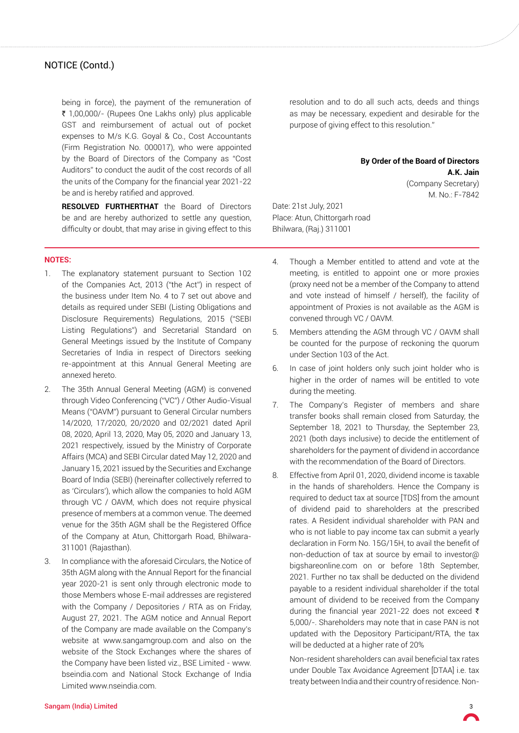being in force), the payment of the remuneration of ₹ 1,00,000/- (Rupees One Lakhs only) plus applicable GST and reimbursement of actual out of pocket expenses to M/s K.G. Goyal & Co., Cost Accountants (Firm Registration No. 000017), who were appointed by the Board of Directors of the Company as "Cost Auditors" to conduct the audit of the cost records of all the units of the Company for the financial year 2021-22 be and is hereby ratified and approved.

**RESOLVED FURTHERTHAT** the Board of Directors be and are hereby authorized to settle any question, difficulty or doubt, that may arise in giving effect to this resolution and to do all such acts, deeds and things as may be necessary, expedient and desirable for the purpose of giving effect to this resolution."

**By Order of the Board of Directors**
**A.K. Jain**
(Company Secretary)
M. No.: F-7842

Date: 21st July, 2021
Place: Atun, Chittorgarh road
Bhilwara, (Raj.) 311001

**NOTES:**

1. The explanatory statement pursuant to Section 102 of the Companies Act, 2013 ("the Act") in respect of the business under Item No. 4 to 7 set out above and details as required under SEBI (Listing Obligations and Disclosure Requirements) Regulations, 2015 ("SEBI Listing Regulations") and Secretarial Standard on General Meetings issued by the Institute of Company Secretaries of India in respect of Directors seeking re-appointment at this Annual General Meeting are annexed hereto.

2. The 35th Annual General Meeting (AGM) is convened through Video Conferencing ("VC") / Other Audio-Visual Means ("OAVM") pursuant to General Circular numbers 14/2020, 17/2020, 20/2020 and 02/2021 dated April 08, 2020, April 13, 2020, May 05, 2020 and January 13, 2021 respectively, issued by the Ministry of Corporate Affairs (MCA) and SEBI Circular dated May 12, 2020 and January 15, 2021 issued by the Securities and Exchange Board of India (SEBI) (hereinafter collectively referred to as 'Circulars'), which allow the companies to hold AGM through VC / OAVM, which does not require physical presence of members at a common venue. The deemed venue for the 35th AGM shall be the Registered Office of the Company at Atun, Chittorgarh Road, Bhilwara-311001 (Rajasthan).

3. In compliance with the aforesaid Circulars, the Notice of 35th AGM along with the Annual Report for the financial year 2020-21 is sent only through electronic mode to those Members whose E-mail addresses are registered with the Company / Depositories / RTA as on Friday, August 27, 2021. The AGM notice and Annual Report of the Company are made available on the Company's website at www.sangamgroup.com and also on the website of the Stock Exchanges where the shares of the Company have been listed viz., BSE Limited - www.bseindia.com and National Stock Exchange of India Limited www.nseindia.com.

4. Though a Member entitled to attend and vote at the meeting, is entitled to appoint one or more proxies (proxy need not be a member of the Company to attend and vote instead of himself / herself), the facility of appointment of Proxies is not available as the AGM is convened through VC / OAVM.

5. Members attending the AGM through VC / OAVM shall be counted for the purpose of reckoning the quorum under Section 103 of the Act.

6. In case of joint holders only such joint holder who is higher in the order of names will be entitled to vote during the meeting.

7. The Company's Register of members and share transfer books shall remain closed from Saturday, the September 18, 2021 to Thursday, the September 23, 2021 (both days inclusive) to decide the entitlement of shareholders for the payment of dividend in accordance with the recommendation of the Board of Directors.

8. Effective from April 01, 2020, dividend income is taxable in the hands of shareholders. Hence the Company is required to deduct tax at source [TDS] from the amount of dividend paid to shareholders at the prescribed rates. A Resident individual shareholder with PAN and who is not liable to pay income tax can submit a yearly declaration in Form No. 15G/15H, to avail the benefit of non-deduction of tax at source by email to investor@bigshareonline.com on or before 18th September, 2021. Further no tax shall be deducted on the dividend payable to a resident individual shareholder if the total amount of dividend to be received from the Company during the financial year 2021-22 does not exceed ₹ 5,000/-. Shareholders may note that in case PAN is not updated with the Depository Participant/RTA, the tax will be deducted at a higher rate of 20%

   Non-resident shareholders can avail beneficial tax rates under Double Tax Avoidance Agreement [DTAA] i.e. tax treaty between India and their country of residence. Non-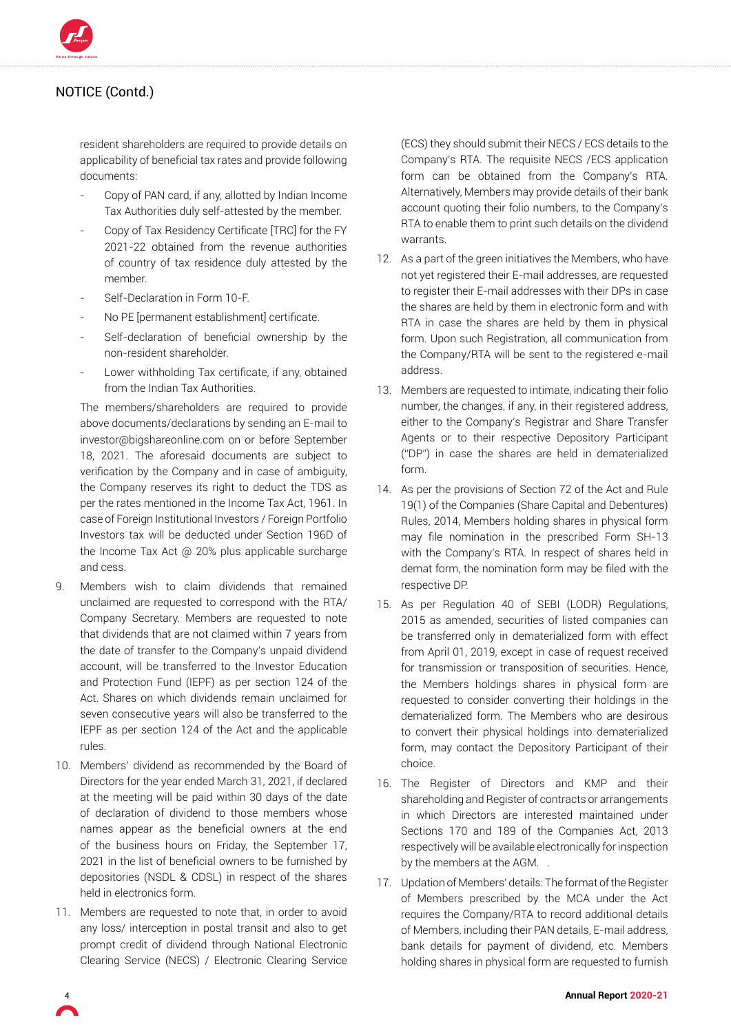## NOTICE (Contd.)

resident shareholders are required to provide details on applicability of beneficial tax rates and provide following documents:

- Copy of PAN card, if any, allotted by Indian Income Tax Authorities duly self-attested by the member.
- Copy of Tax Residency Certificate [TRC] for the FY 2021-22 obtained from the revenue authorities of country of tax residence duly attested by the member.
- Self-Declaration in Form 10-F.
- No PE [permanent establishment] certificate.
- Self-declaration of beneficial ownership by the non-resident shareholder.
- Lower withholding Tax certificate, if any, obtained from the Indian Tax Authorities.

The members/shareholders are required to provide above documents/declarations by sending an E-mail to investor@bigshareonline.com on or before September 18, 2021. The aforesaid documents are subject to verification by the Company and in case of ambiguity, the Company reserves its right to deduct the TDS as per the rates mentioned in the Income Tax Act, 1961. In case of Foreign Institutional Investors / Foreign Portfolio Investors tax will be deducted under Section 196D of the Income Tax Act @ 20% plus applicable surcharge and cess.

9. Members wish to claim dividends that remained unclaimed are requested to correspond with the RTA/ Company Secretary. Members are requested to note that dividends that are not claimed within 7 years from the date of transfer to the Company's unpaid dividend account, will be transferred to the Investor Education and Protection Fund (IEPF) as per section 124 of the Act. Shares on which dividends remain unclaimed for seven consecutive years will also be transferred to the IEPF as per section 124 of the Act and the applicable rules.

10. Members' dividend as recommended by the Board of Directors for the year ended March 31, 2021, if declared at the meeting will be paid within 30 days of the date of declaration of dividend to those members whose names appear as the beneficial owners at the end of the business hours on Friday, the September 17, 2021 in the list of beneficial owners to be furnished by depositories (NSDL & CDSL) in respect of the shares held in electronics form.

11. Members are requested to note that, in order to avoid any loss/ interception in postal transit and also to get prompt credit of dividend through National Electronic Clearing Service (NECS) / Electronic Clearing Service (ECS) they should submit their NECS / ECS details to the Company's RTA. The requisite NECS /ECS application form can be obtained from the Company's RTA. Alternatively, Members may provide details of their bank account quoting their folio numbers, to the Company's RTA to enable them to print such details on the dividend warrants.

12. As a part of the green initiatives the Members, who have not yet registered their E-mail addresses, are requested to register their E-mail addresses with their DPs in case the shares are held by them in electronic form and with RTA in case the shares are held by them in physical form. Upon such Registration, all communication from the Company/RTA will be sent to the registered e-mail address.

13. Members are requested to intimate, indicating their folio number, the changes, if any, in their registered address, either to the Company's Registrar and Share Transfer Agents or to their respective Depository Participant ("DP") in case the shares are held in dematerialized form.

14. As per the provisions of Section 72 of the Act and Rule 19(1) of the Companies (Share Capital and Debentures) Rules, 2014, Members holding shares in physical form may file nomination in the prescribed Form SH-13 with the Company's RTA. In respect of shares held in demat form, the nomination form may be filed with the respective DP.

15. As per Regulation 40 of SEBI (LODR) Regulations, 2015 as amended, securities of listed companies can be transferred only in dematerialized form with effect from April 01, 2019, except in case of request received for transmission or transposition of securities. Hence, the Members holdings shares in physical form are requested to consider converting their holdings in the dematerialized form. The Members who are desirous to convert their physical holdings into dematerialized form, may contact the Depository Participant of their choice.

16. The Register of Directors and KMP and their shareholding and Register of contracts or arrangements in which Directors are interested maintained under Sections 170 and 189 of the Companies Act, 2013 respectively will be available electronically for inspection by the members at the AGM. .

17. Updation of Members' details: The format of the Register of Members prescribed by the MCA under the Act requires the Company/RTA to record additional details of Members, including their PAN details, E-mail address, bank details for payment of dividend, etc. Members holding shares in physical form are requested to furnish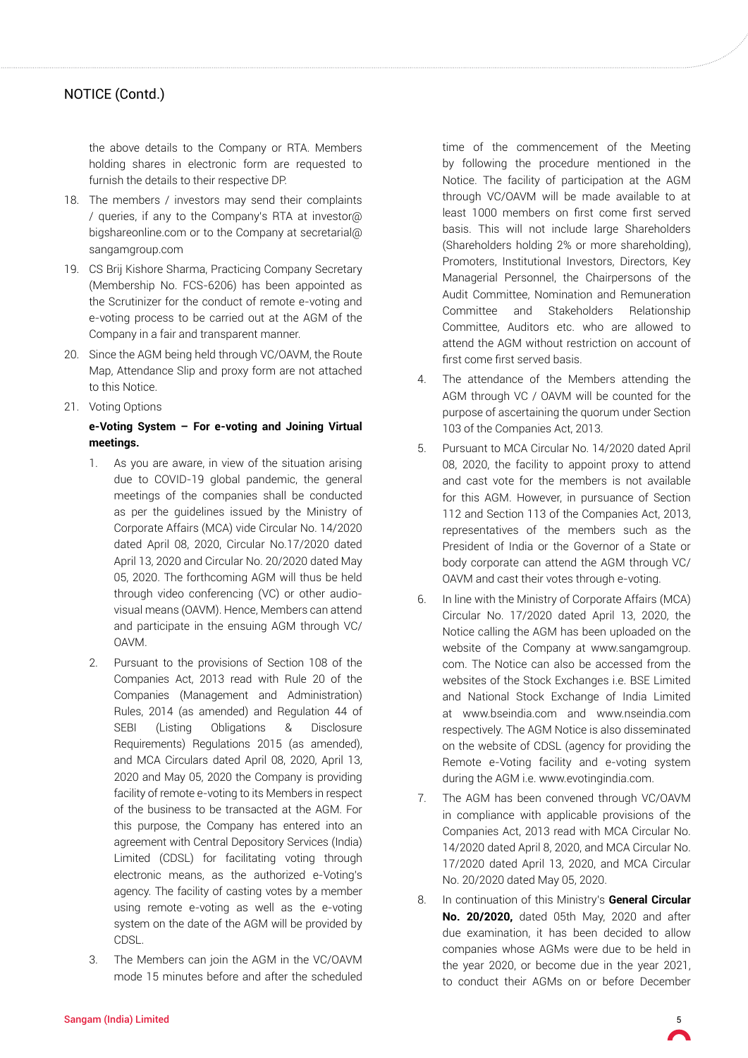the above details to the Company or RTA. Members holding shares in electronic form are requested to furnish the details to their respective DP.

18. The members / investors may send their complaints / queries, if any to the Company's RTA at investor@bigshareonline.com or to the Company at secretarial@sangamgroup.com

19. CS Brij Kishore Sharma, Practicing Company Secretary (Membership No. FCS-6206) has been appointed as the Scrutinizer for the conduct of remote e-voting and e-voting process to be carried out at the AGM of the Company in a fair and transparent manner.

20. Since the AGM being held through VC/OAVM, the Route Map, Attendance Slip and proxy form are not attached to this Notice.

21. Voting Options

**e-Voting System – For e-voting and Joining Virtual meetings.**

1. As you are aware, in view of the situation arising due to COVID-19 global pandemic, the general meetings of the companies shall be conducted as per the guidelines issued by the Ministry of Corporate Affairs (MCA) vide Circular No. 14/2020 dated April 08, 2020, Circular No.17/2020 dated April 13, 2020 and Circular No. 20/2020 dated May 05, 2020. The forthcoming AGM will thus be held through video conferencing (VC) or other audio-visual means (OAVM). Hence, Members can attend and participate in the ensuing AGM through VC/OAVM.

2. Pursuant to the provisions of Section 108 of the Companies Act, 2013 read with Rule 20 of the Companies (Management and Administration) Rules, 2014 (as amended) and Regulation 44 of SEBI (Listing Obligations & Disclosure Requirements) Regulations 2015 (as amended), and MCA Circulars dated April 08, 2020, April 13, 2020 and May 05, 2020 the Company is providing facility of remote e-voting to its Members in respect of the business to be transacted at the AGM. For this purpose, the Company has entered into an agreement with Central Depository Services (India) Limited (CDSL) for facilitating voting through electronic means, as the authorized e-Voting's agency. The facility of casting votes by a member using remote e-voting as well as the e-voting system on the date of the AGM will be provided by CDSL.

3. The Members can join the AGM in the VC/OAVM mode 15 minutes before and after the scheduled time of the commencement of the Meeting by following the procedure mentioned in the Notice. The facility of participation at the AGM through VC/OAVM will be made available to at least 1000 members on first come first served basis. This will not include large Shareholders (Shareholders holding 2% or more shareholding), Promoters, Institutional Investors, Directors, Key Managerial Personnel, the Chairpersons of the Audit Committee, Nomination and Remuneration Committee and Stakeholders Relationship Committee, Auditors etc. who are allowed to attend the AGM without restriction on account of first come first served basis.

4. The attendance of the Members attending the AGM through VC / OAVM will be counted for the purpose of ascertaining the quorum under Section 103 of the Companies Act, 2013.

5. Pursuant to MCA Circular No. 14/2020 dated April 08, 2020, the facility to appoint proxy to attend and cast vote for the members is not available for this AGM. However, in pursuance of Section 112 and Section 113 of the Companies Act, 2013, representatives of the members such as the President of India or the Governor of a State or body corporate can attend the AGM through VC/OAVM and cast their votes through e-voting.

6. In line with the Ministry of Corporate Affairs (MCA) Circular No. 17/2020 dated April 13, 2020, the Notice calling the AGM has been uploaded on the website of the Company at www.sangamgroup.com. The Notice can also be accessed from the websites of the Stock Exchanges i.e. BSE Limited and National Stock Exchange of India Limited at www.bseindia.com and www.nseindia.com respectively. The AGM Notice is also disseminated on the website of CDSL (agency for providing the Remote e-Voting facility and e-voting system during the AGM i.e. www.evotingindia.com.

7. The AGM has been convened through VC/OAVM in compliance with applicable provisions of the Companies Act, 2013 read with MCA Circular No. 14/2020 dated April 8, 2020, and MCA Circular No. 17/2020 dated April 13, 2020, and MCA Circular No. 20/2020 dated May 05, 2020.

8. In continuation of this Ministry's **General Circular No. 20/2020,** dated 05th May, 2020 and after due examination, it has been decided to allow companies whose AGMs were due to be held in the year 2020, or become due in the year 2021, to conduct their AGMs on or before December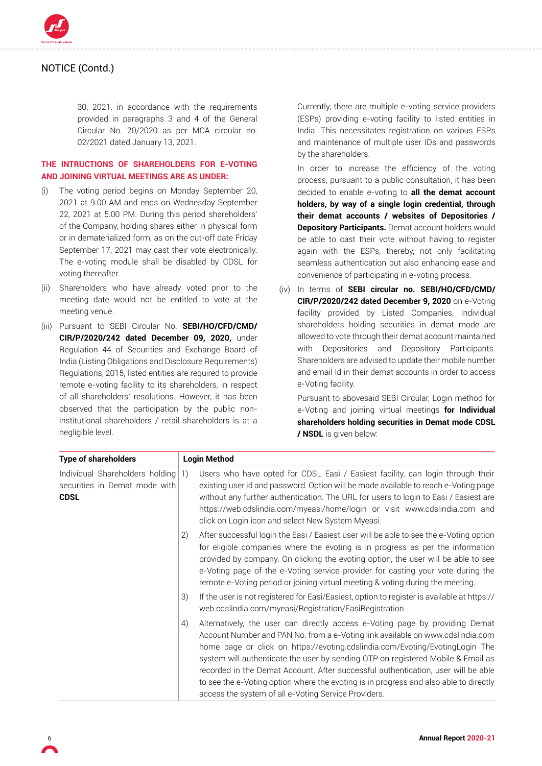## NOTICE (Contd.)

30, 2021, in accordance with the requirements provided in paragraphs 3 and 4 of the General Circular No. 20/2020 as per MCA circular no. 02/2021 dated January 13, 2021.

**THE INTRUCTIONS OF SHAREHOLDERS FOR E-VOTING AND JOINING VIRTUAL MEETINGS ARE AS UNDER:**

(i) The voting period begins on Monday September 20, 2021 at 9.00 AM and ends on Wednesday September 22, 2021 at 5.00 PM. During this period shareholders' of the Company, holding shares either in physical form or in dematerialized form, as on the cut-off date Friday September 17, 2021 may cast their vote electronically. The e-voting module shall be disabled by CDSL for voting thereafter.

(ii) Shareholders who have already voted prior to the meeting date would not be entitled to vote at the meeting venue.

(iii) Pursuant to SEBI Circular No. **SEBI/HO/CFD/CMD/CIR/P/2020/242 dated December 09, 2020,** under Regulation 44 of Securities and Exchange Board of India (Listing Obligations and Disclosure Requirements) Regulations, 2015, listed entities are required to provide remote e-voting facility to its shareholders, in respect of all shareholders' resolutions. However, it has been observed that the participation by the public non-institutional shareholders / retail shareholders is at a negligible level.

Currently, there are multiple e-voting service providers (ESPs) providing e-voting facility to listed entities in India. This necessitates registration on various ESPs and maintenance of multiple user IDs and passwords by the shareholders.

In order to increase the efficiency of the voting process, pursuant to a public consultation, it has been decided to enable e-voting to **all the demat account holders, by way of a single login credential, through their demat accounts / websites of Depositories / Depository Participants.** Demat account holders would be able to cast their vote without having to register again with the ESPs, thereby, not only facilitating seamless authentication but also enhancing ease and convenience of participating in e-voting process.

(iv) In terms of **SEBI circular no. SEBI/HO/CFD/CMD/CIR/P/2020/242 dated December 9, 2020** on e-Voting facility provided by Listed Companies, Individual shareholders holding securities in demat mode are allowed to vote through their demat account maintained with Depositories and Depository Participants. Shareholders are advised to update their mobile number and email Id in their demat accounts in order to access e-Voting facility.

Pursuant to abovesaid SEBI Circular, Login method for e-Voting and joining virtual meetings **for Individual shareholders holding securities in Demat mode CDSL / NSDL** is given below:

| Type of shareholders | Login Method |
|---|---|
| Individual Shareholders holding securities in Demat mode with **CDSL** | 1) Users who have opted for CDSL Easi / Easiest facility, can login through their existing user id and password. Option will be made available to reach e-Voting page without any further authentication. The URL for users to login to Easi / Easiest are https://web.cdslindia.com/myeasi/home/login or visit www.cdslindia.com and click on Login icon and select New System Myeasi. |
| | 2) After successful login the Easi / Easiest user will be able to see the e-Voting option for eligible companies where the evoting is in progress as per the information provided by company. On clicking the evoting option, the user will be able to see e-Voting page of the e-Voting service provider for casting your vote during the remote e-Voting period or joining virtual meeting & voting during the meeting. |
| | 3) If the user is not registered for Easi/Easiest, option to register is available at https://web.cdslindia.com/myeasi/Registration/EasiRegistration |
| | 4) Alternatively, the user can directly access e-Voting page by providing Demat Account Number and PAN No. from a e-Voting link available on www.cdslindia.com home page or click on https://evoting.cdslindia.com/Evoting/EvotingLogin The system will authenticate the user by sending OTP on registered Mobile & Email as recorded in the Demat Account. After successful authentication, user will be able to see the e-Voting option where the evoting is in progress and also able to directly access the system of all e-Voting Service Providers. |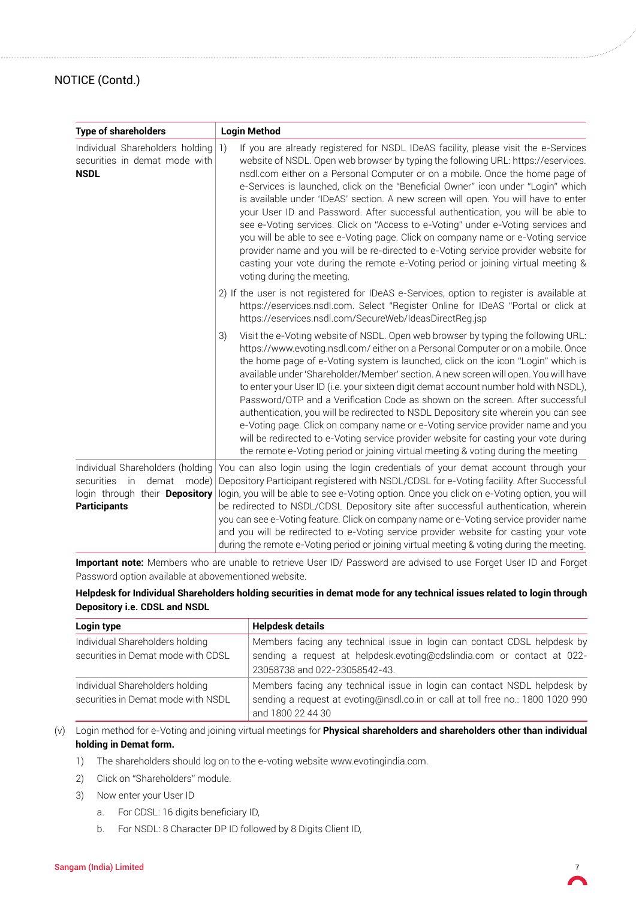NOTICE (Contd.)

| Type of shareholders | Login Method |
|---|---|
| Individual Shareholders holding securities in demat mode with **NSDL** | 1) If you are already registered for NSDL IDeAS facility, please visit the e-Services website of NSDL. Open web browser by typing the following URL: https://eservices.nsdl.com either on a Personal Computer or on a mobile. Once the home page of e-Services is launched, click on the "Beneficial Owner" icon under "Login" which is available under 'IDeAS' section. A new screen will open. You will have to enter your User ID and Password. After successful authentication, you will be able to see e-Voting services. Click on "Access to e-Voting" under e-Voting services and you will be able to see e-Voting page. Click on company name or e-Voting service provider name and you will be re-directed to e-Voting service provider website for casting your vote during the remote e-Voting period or joining virtual meeting & voting during the meeting. <br><br> 2) If the user is not registered for IDeAS e-Services, option to register is available at https://eservices.nsdl.com. Select "Register Online for IDeAS "Portal or click at https://eservices.nsdl.com/SecureWeb/IdeasDirectReg.jsp <br><br> 3) Visit the e-Voting website of NSDL. Open web browser by typing the following URL: https://www.evoting.nsdl.com/ either on a Personal Computer or on a mobile. Once the home page of e-Voting system is launched, click on the icon "Login" which is available under 'Shareholder/Member' section. A new screen will open. You will have to enter your User ID (i.e. your sixteen digit demat account number hold with NSDL), Password/OTP and a Verification Code as shown on the screen. After successful authentication, you will be redirected to NSDL Depository site wherein you can see e-Voting page. Click on company name or e-Voting service provider name and you will be redirected to e-Voting service provider website for casting your vote during the remote e-Voting period or joining virtual meeting & voting during the meeting |
| Individual Shareholders (holding securities in demat mode) login through their **Depository Participants** | You can also login using the login credentials of your demat account through your Depository Participant registered with NSDL/CDSL for e-Voting facility. After Successful login, you will be able to see e-Voting option. Once you click on e-Voting option, you will be redirected to NSDL/CDSL Depository site after successful authentication, wherein you can see e-Voting feature. Click on company name or e-Voting service provider name and you will be redirected to e-Voting service provider website for casting your vote during the remote e-Voting period or joining virtual meeting & voting during the meeting. |

**Important note:** Members who are unable to retrieve User ID/ Password are advised to use Forget User ID and Forget Password option available at abovementioned website.

**Helpdesk for Individual Shareholders holding securities in demat mode for any technical issues related to login through Depository i.e. CDSL and NSDL**

| Login type | Helpdesk details |
|---|---|
| Individual Shareholders holding securities in Demat mode with CDSL | Members facing any technical issue in login can contact CDSL helpdesk by sending a request at helpdesk.evoting@cdslindia.com or contact at 022-23058738 and 022-23058542-43. |
| Individual Shareholders holding securities in Demat mode with NSDL | Members facing any technical issue in login can contact NSDL helpdesk by sending a request at evoting@nsdl.co.in or call at toll free no.: 1800 1020 990 and 1800 22 44 30 |

(v) Login method for e-Voting and joining virtual meetings for **Physical shareholders and shareholders other than individual holding in Demat form.**

1) The shareholders should log on to the e-voting website www.evotingindia.com.
2) Click on "Shareholders" module.
3) Now enter your User ID
   a. For CDSL: 16 digits beneficiary ID,
   b. For NSDL: 8 Character DP ID followed by 8 Digits Client ID,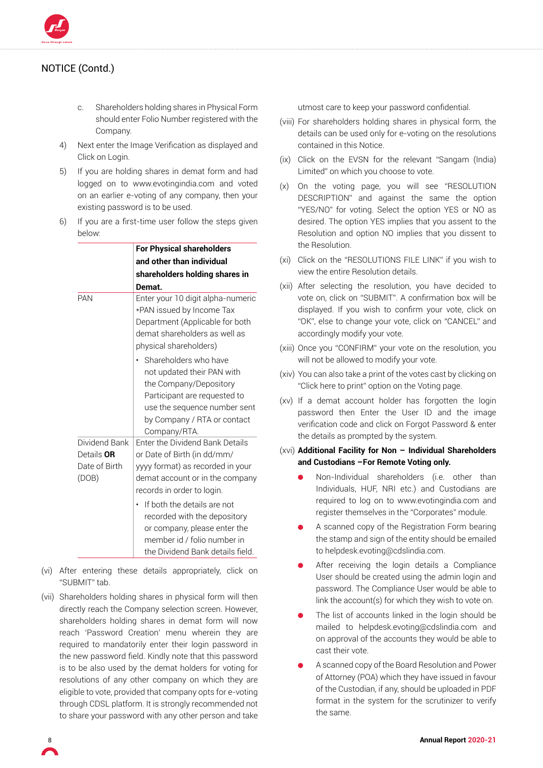## NOTICE (Contd.)

c. Shareholders holding shares in Physical Form should enter Folio Number registered with the Company.

4) Next enter the Image Verification as displayed and Click on Login.

5) If you are holding shares in demat form and had logged on to www.evotingindia.com and voted on an earlier e-voting of any company, then your existing password is to be used.

6) If you are a first-time user follow the steps given below:

| | **For Physical shareholders and other than individual shareholders holding shares in Demat.** |
|---|---|
| PAN | Enter your 10 digit alpha-numeric *PAN issued by Income Tax Department (Applicable for both demat shareholders as well as physical shareholders)<br>• Shareholders who have not updated their PAN with the Company/Depository Participant are requested to use the sequence number sent by Company / RTA or contact Company/RTA. |
| Dividend Bank Details **OR** Date of Birth (DOB) | Enter the Dividend Bank Details or Date of Birth (in dd/mm/yyyy format) as recorded in your demat account or in the company records in order to login.<br>• If both the details are not recorded with the depository or company, please enter the member id / folio number in the Dividend Bank details field. |

(vi) After entering these details appropriately, click on "SUBMIT" tab.

(vii) Shareholders holding shares in physical form will then directly reach the Company selection screen. However, shareholders holding shares in demat form will now reach 'Password Creation' menu wherein they are required to mandatorily enter their login password in the new password field. Kindly note that this password is to be also used by the demat holders for voting for resolutions of any other company on which they are eligible to vote, provided that company opts for e-voting through CDSL platform. It is strongly recommended not to share your password with any other person and take utmost care to keep your password confidential.

(viii) For shareholders holding shares in physical form, the details can be used only for e-voting on the resolutions contained in this Notice.

(ix) Click on the EVSN for the relevant "Sangam (India) Limited" on which you choose to vote.

(x) On the voting page, you will see "RESOLUTION DESCRIPTION" and against the same the option "YES/NO" for voting. Select the option YES or NO as desired. The option YES implies that you assent to the Resolution and option NO implies that you dissent to the Resolution.

(xi) Click on the "RESOLUTIONS FILE LINK" if you wish to view the entire Resolution details.

(xii) After selecting the resolution, you have decided to vote on, click on "SUBMIT". A confirmation box will be displayed. If you wish to confirm your vote, click on "OK", else to change your vote, click on "CANCEL" and accordingly modify your vote.

(xiii) Once you "CONFIRM" your vote on the resolution, you will not be allowed to modify your vote.

(xiv) You can also take a print of the votes cast by clicking on "Click here to print" option on the Voting page.

(xv) If a demat account holder has forgotten the login password then Enter the User ID and the image verification code and click on Forgot Password & enter the details as prompted by the system.

(xvi) **Additional Facility for Non – Individual Shareholders and Custodians –For Remote Voting only.**

- Non-Individual shareholders (i.e. other than Individuals, HUF, NRI etc.) and Custodians are required to log on to www.evotingindia.com and register themselves in the "Corporates" module.
- A scanned copy of the Registration Form bearing the stamp and sign of the entity should be emailed to helpdesk.evoting@cdslindia.com.
- After receiving the login details a Compliance User should be created using the admin login and password. The Compliance User would be able to link the account(s) for which they wish to vote on.
- The list of accounts linked in the login should be mailed to helpdesk.evoting@cdslindia.com and on approval of the accounts they would be able to cast their vote.
- A scanned copy of the Board Resolution and Power of Attorney (POA) which they have issued in favour of the Custodian, if any, should be uploaded in PDF format in the system for the scrutinizer to verify the same.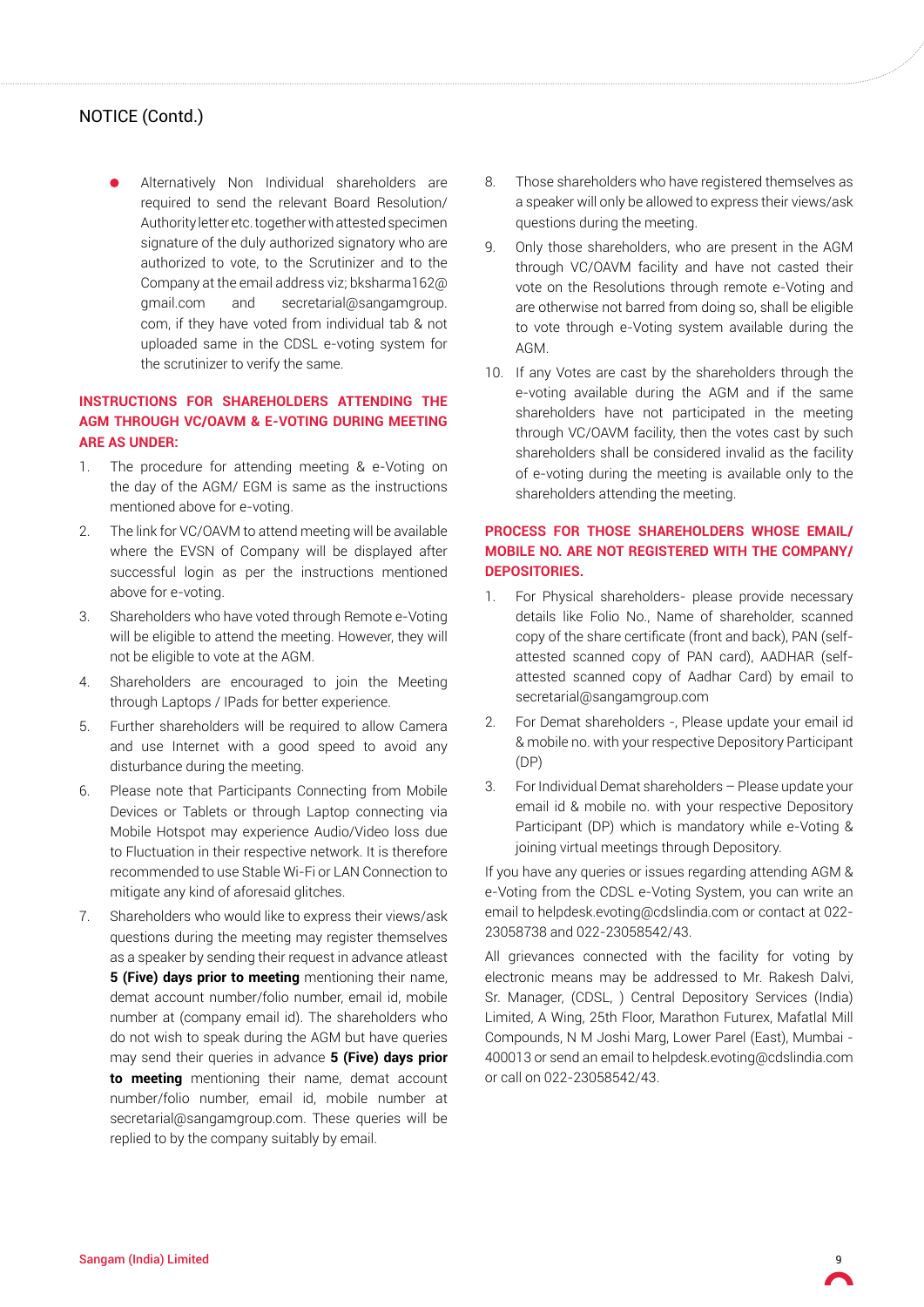NOTICE (Contd.)

- Alternatively Non Individual shareholders are required to send the relevant Board Resolution/ Authority letter etc. together with attested specimen signature of the duly authorized signatory who are authorized to vote, to the Scrutinizer and to the Company at the email address viz; bksharma162@gmail.com and secretarial@sangamgroup.com, if they have voted from individual tab & not uploaded same in the CDSL e-voting system for the scrutinizer to verify the same.

**INSTRUCTIONS FOR SHAREHOLDERS ATTENDING THE AGM THROUGH VC/OAVM & E-VOTING DURING MEETING ARE AS UNDER:**

1. The procedure for attending meeting & e-Voting on the day of the AGM/ EGM is same as the instructions mentioned above for e-voting.
2. The link for VC/OAVM to attend meeting will be available where the EVSN of Company will be displayed after successful login as per the instructions mentioned above for e-voting.
3. Shareholders who have voted through Remote e-Voting will be eligible to attend the meeting. However, they will not be eligible to vote at the AGM.
4. Shareholders are encouraged to join the Meeting through Laptops / IPads for better experience.
5. Further shareholders will be required to allow Camera and use Internet with a good speed to avoid any disturbance during the meeting.
6. Please note that Participants Connecting from Mobile Devices or Tablets or through Laptop connecting via Mobile Hotspot may experience Audio/Video loss due to Fluctuation in their respective network. It is therefore recommended to use Stable Wi-Fi or LAN Connection to mitigate any kind of aforesaid glitches.
7. Shareholders who would like to express their views/ask questions during the meeting may register themselves as a speaker by sending their request in advance atleast **5 (Five) days prior to meeting** mentioning their name, demat account number/folio number, email id, mobile number at (company email id). The shareholders who do not wish to speak during the AGM but have queries may send their queries in advance **5 (Five) days prior to meeting** mentioning their name, demat account number/folio number, email id, mobile number at secretarial@sangamgroup.com. These queries will be replied to by the company suitably by email.
8. Those shareholders who have registered themselves as a speaker will only be allowed to express their views/ask questions during the meeting.
9. Only those shareholders, who are present in the AGM through VC/OAVM facility and have not casted their vote on the Resolutions through remote e-Voting and are otherwise not barred from doing so, shall be eligible to vote through e-Voting system available during the AGM.
10. If any Votes are cast by the shareholders through the e-voting available during the AGM and if the same shareholders have not participated in the meeting through VC/OAVM facility, then the votes cast by such shareholders shall be considered invalid as the facility of e-voting during the meeting is available only to the shareholders attending the meeting.

**PROCESS FOR THOSE SHAREHOLDERS WHOSE EMAIL/ MOBILE NO. ARE NOT REGISTERED WITH THE COMPANY/ DEPOSITORIES.**

1. For Physical shareholders- please provide necessary details like Folio No., Name of shareholder, scanned copy of the share certificate (front and back), PAN (self-attested scanned copy of PAN card), AADHAR (self-attested scanned copy of Aadhar Card) by email to secretarial@sangamgroup.com
2. For Demat shareholders -, Please update your email id & mobile no. with your respective Depository Participant (DP)
3. For Individual Demat shareholders – Please update your email id & mobile no. with your respective Depository Participant (DP) which is mandatory while e-Voting & joining virtual meetings through Depository.

If you have any queries or issues regarding attending AGM & e-Voting from the CDSL e-Voting System, you can write an email to helpdesk.evoting@cdslindia.com or contact at 022-23058738 and 022-23058542/43.

All grievances connected with the facility for voting by electronic means may be addressed to Mr. Rakesh Dalvi, Sr. Manager, (CDSL, ) Central Depository Services (India) Limited, A Wing, 25th Floor, Marathon Futurex, Mafatlal Mill Compounds, N M Joshi Marg, Lower Parel (East), Mumbai - 400013 or send an email to helpdesk.evoting@cdslindia.com or call on 022-23058542/43.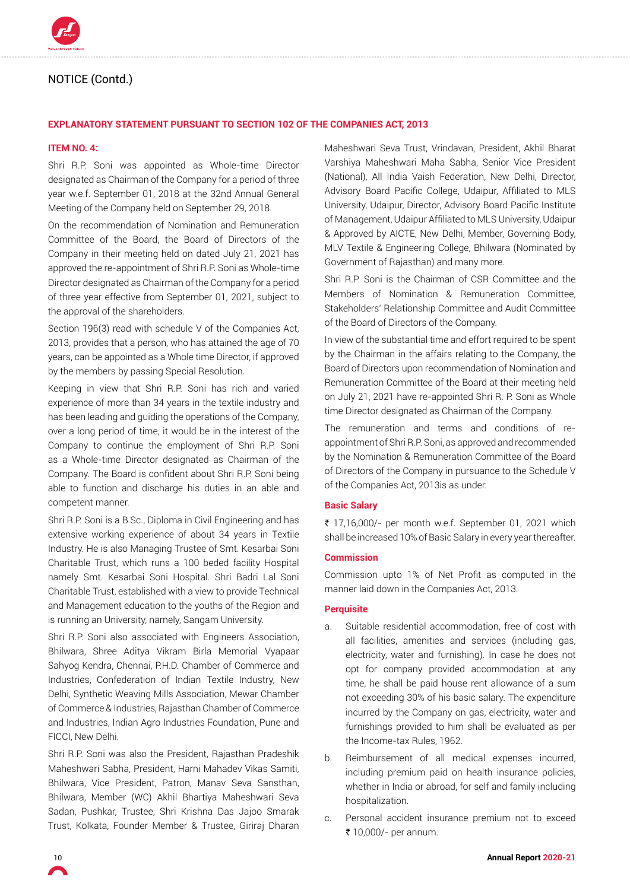# NOTICE (Contd.)

## EXPLANATORY STATEMENT PURSUANT TO SECTION 102 OF THE COMPANIES ACT, 2013

### ITEM NO. 4:

Shri R.P. Soni was appointed as Whole-time Director designated as Chairman of the Company for a period of three year w.e.f. September 01, 2018 at the 32nd Annual General Meeting of the Company held on September 29, 2018.

On the recommendation of Nomination and Remuneration Committee of the Board, the Board of Directors of the Company in their meeting held on dated July 21, 2021 has approved the re-appointment of Shri R.P. Soni as Whole-time Director designated as Chairman of the Company for a period of three year effective from September 01, 2021, subject to the approval of the shareholders.

Section 196(3) read with schedule V of the Companies Act, 2013, provides that a person, who has attained the age of 70 years, can be appointed as a Whole time Director, if approved by the members by passing Special Resolution.

Keeping in view that Shri R.P. Soni has rich and varied experience of more than 34 years in the textile industry and has been leading and guiding the operations of the Company, over a long period of time, it would be in the interest of the Company to continue the employment of Shri R.P. Soni as a Whole-time Director designated as Chairman of the Company. The Board is confident about Shri R.P. Soni being able to function and discharge his duties in an able and competent manner.

Shri R.P. Soni is a B.Sc., Diploma in Civil Engineering and has extensive working experience of about 34 years in Textile Industry. He is also Managing Trustee of Smt. Kesarbai Soni Charitable Trust, which runs a 100 beded facility Hospital namely Smt. Kesarbai Soni Hospital. Shri Badri Lal Soni Charitable Trust, established with a view to provide Technical and Management education to the youths of the Region and is running an University, namely, Sangam University.

Shri R.P. Soni also associated with Engineers Association, Bhilwara, Shree Aditya Vikram Birla Memorial Vyapaar Sahyog Kendra, Chennai, P.H.D. Chamber of Commerce and Industries, Confederation of Indian Textile Industry, New Delhi, Synthetic Weaving Mills Association, Mewar Chamber of Commerce & Industries, Rajasthan Chamber of Commerce and Industries, Indian Agro Industries Foundation, Pune and FICCI, New Delhi.

Shri R.P. Soni was also the President, Rajasthan Pradeshik Maheshwari Sabha, President, Harni Mahadev Vikas Samiti, Bhilwara, Vice President, Patron, Manav Seva Sansthan, Bhilwara, Member (WC) Akhil Bhartiya Maheshwari Seva Sadan, Pushkar, Trustee, Shri Krishna Das Jajoo Smarak Trust, Kolkata, Founder Member & Trustee, Giriraj Dharan Maheshwari Seva Trust, Vrindavan, President, Akhil Bharat Varshiya Maheshwari Maha Sabha, Senior Vice President (National), All India Vaish Federation, New Delhi, Director, Advisory Board Pacific College, Udaipur, Affiliated to MLS University, Udaipur, Director, Advisory Board Pacific Institute of Management, Udaipur Affiliated to MLS University, Udaipur & Approved by AICTE, New Delhi, Member, Governing Body, MLV Textile & Engineering College, Bhilwara (Nominated by Government of Rajasthan) and many more.

Shri R.P. Soni is the Chairman of CSR Committee and the Members of Nomination & Remuneration Committee, Stakeholders' Relationship Committee and Audit Committee of the Board of Directors of the Company.

In view of the substantial time and effort required to be spent by the Chairman in the affairs relating to the Company, the Board of Directors upon recommendation of Nomination and Remuneration Committee of the Board at their meeting held on July 21, 2021 have re-appointed Shri R. P. Soni as Whole time Director designated as Chairman of the Company.

The remuneration and terms and conditions of re-appointment of Shri R.P. Soni, as approved and recommended by the Nomination & Remuneration Committee of the Board of Directors of the Company in pursuance to the Schedule V of the Companies Act, 2013is as under:

#### Basic Salary

₹ 17,16,000/- per month w.e.f. September 01, 2021 which shall be increased 10% of Basic Salary in every year thereafter.

#### Commission

Commission upto 1% of Net Profit as computed in the manner laid down in the Companies Act, 2013.

#### Perquisite

a. Suitable residential accommodation, free of cost with all facilities, amenities and services (including gas, electricity, water and furnishing). In case he does not opt for company provided accommodation at any time, he shall be paid house rent allowance of a sum not exceeding 30% of his basic salary. The expenditure incurred by the Company on gas, electricity, water and furnishings provided to him shall be evaluated as per the Income-tax Rules, 1962.

b. Reimbursement of all medical expenses incurred, including premium paid on health insurance policies, whether in India or abroad, for self and family including hospitalization.

c. Personal accident insurance premium not to exceed ₹ 10,000/- per annum.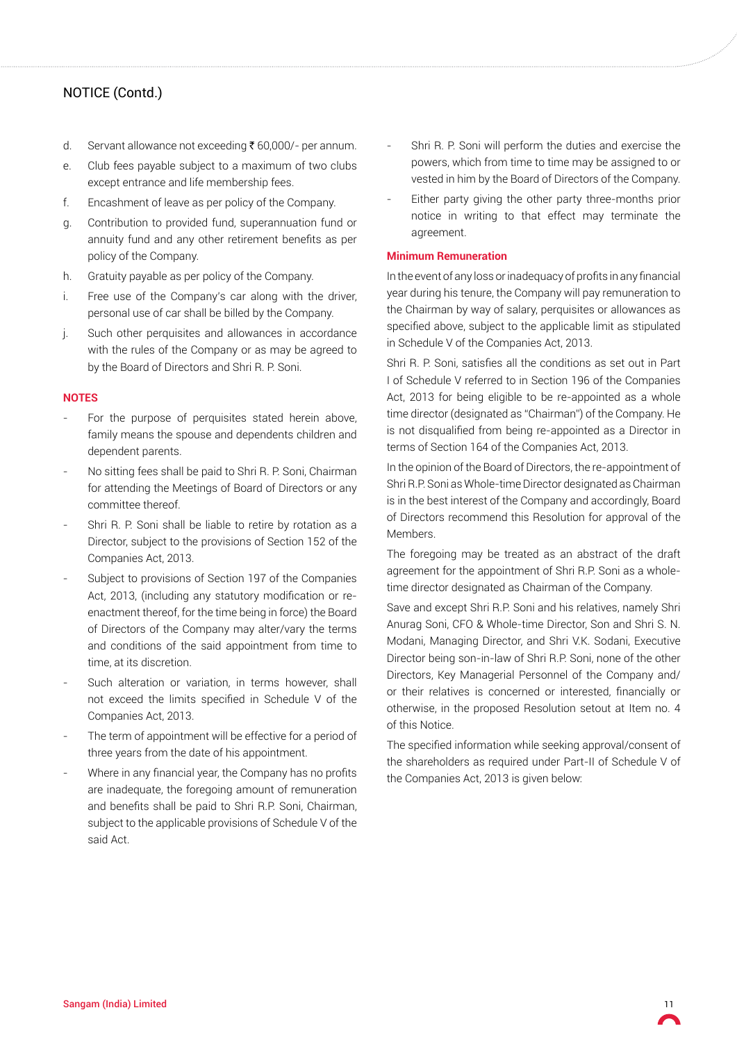## NOTICE (Contd.)

d. Servant allowance not exceeding ₹ 60,000/- per annum.

e. Club fees payable subject to a maximum of two clubs except entrance and life membership fees.

f. Encashment of leave as per policy of the Company.

g. Contribution to provided fund, superannuation fund or annuity fund and any other retirement benefits as per policy of the Company.

h. Gratuity payable as per policy of the Company.

i. Free use of the Company's car along with the driver, personal use of car shall be billed by the Company.

j. Such other perquisites and allowances in accordance with the rules of the Company or as may be agreed to by the Board of Directors and Shri R. P. Soni.

**NOTES**

- For the purpose of perquisites stated herein above, family means the spouse and dependents children and dependent parents.
- No sitting fees shall be paid to Shri R. P. Soni, Chairman for attending the Meetings of Board of Directors or any committee thereof.
- Shri R. P. Soni shall be liable to retire by rotation as a Director, subject to the provisions of Section 152 of the Companies Act, 2013.
- Subject to provisions of Section 197 of the Companies Act, 2013, (including any statutory modification or re-enactment thereof, for the time being in force) the Board of Directors of the Company may alter/vary the terms and conditions of the said appointment from time to time, at its discretion.
- Such alteration or variation, in terms however, shall not exceed the limits specified in Schedule V of the Companies Act, 2013.
- The term of appointment will be effective for a period of three years from the date of his appointment.
- Where in any financial year, the Company has no profits are inadequate, the foregoing amount of remuneration and benefits shall be paid to Shri R.P. Soni, Chairman, subject to the applicable provisions of Schedule V of the said Act.
- Shri R. P. Soni will perform the duties and exercise the powers, which from time to time may be assigned to or vested in him by the Board of Directors of the Company.
- Either party giving the other party three-months prior notice in writing to that effect may terminate the agreement.

**Minimum Remuneration**

In the event of any loss or inadequacy of profits in any financial year during his tenure, the Company will pay remuneration to the Chairman by way of salary, perquisites or allowances as specified above, subject to the applicable limit as stipulated in Schedule V of the Companies Act, 2013.

Shri R. P. Soni, satisfies all the conditions as set out in Part I of Schedule V referred to in Section 196 of the Companies Act, 2013 for being eligible to be re-appointed as a whole time director (designated as "Chairman") of the Company. He is not disqualified from being re-appointed as a Director in terms of Section 164 of the Companies Act, 2013.

In the opinion of the Board of Directors, the re-appointment of Shri R.P. Soni as Whole-time Director designated as Chairman is in the best interest of the Company and accordingly, Board of Directors recommend this Resolution for approval of the Members.

The foregoing may be treated as an abstract of the draft agreement for the appointment of Shri R.P. Soni as a whole-time director designated as Chairman of the Company.

Save and except Shri R.P. Soni and his relatives, namely Shri Anurag Soni, CFO & Whole-time Director, Son and Shri S. N. Modani, Managing Director, and Shri V.K. Sodani, Executive Director being son-in-law of Shri R.P. Soni, none of the other Directors, Key Managerial Personnel of the Company and/or their relatives is concerned or interested, financially or otherwise, in the proposed Resolution setout at Item no. 4 of this Notice.

The specified information while seeking approval/consent of the shareholders as required under Part-II of Schedule V of the Companies Act, 2013 is given below: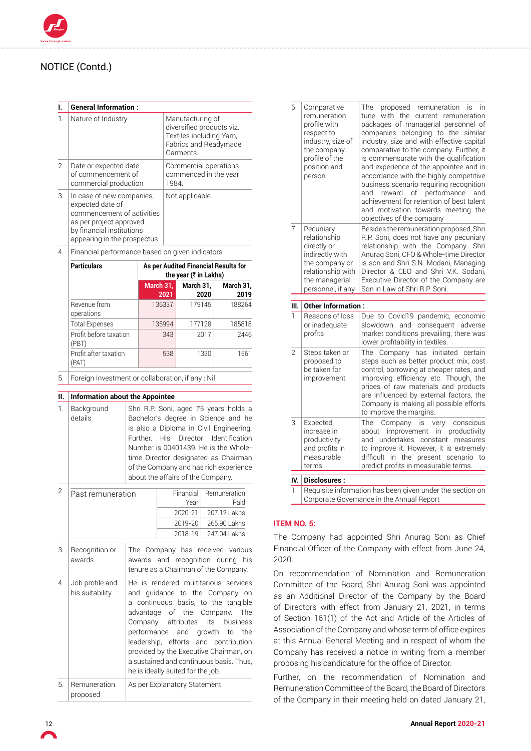## NOTICE (Contd.)

| I. | General Information : | |
|---|---|---|
| 1. | Nature of Industry | Manufacturing of diversified products viz. Textiles including Yarn, Fabrics and Readymade Garments. |
| 2. | Date or expected date of commencement of commercial production | Commercial operations commenced in the year 1984. |
| 3. | In case of new companies, expected date of commencement of activities as per project approved by financial institutions appearing in the prospectus | Not applicable. |
| 4. | Financial performance based on given indicators | |

| Particulars | As per Audited Financial Results for the year (₹ in Lakhs) | | |
|---|---|---|---|
| | March 31, 2021 | March 31, 2020 | March 31, 2019 |
| Revenue from operations | 136337 | 179145 | 188264 |
| Total Expenses | 135994 | 177128 | 185818 |
| Profit before taxation (PBT) | 343 | 2017 | 2446 |
| Profit after taxation (PAT) | 538 | 1330 | 1561 |

5. Foreign Investment or collaboration, if any : Nil

| II. | Information about the Appointee | |
|---|---|---|
| 1. | Background details | Shri R.P. Soni, aged 75 years holds a Bachelor's degree in Science and he is also a Diploma in Civil Engineering. Further, His Director Identification Number is 00401439. He is the Whole-time Director designated as Chairman of the Company and has rich experience about the affairs of the Company. |
| 2. | Past remuneration | See table below |
| 3. | Recognition or awards | The Company has received various awards and recognition during his tenure as a Chairman of the Company. |
| 4. | Job profile and his suitability | He is rendered multifarious services and guidance to the Company on a continuous basis, to the tangible advantage of the Company. The Company attributes its business performance and growth to the leadership, efforts and contribution provided by the Executive Chairman, on a sustained and continuous basis. Thus, he is ideally suited for the job. |
| 5. | Remuneration proposed | As per Explanatory Statement |

Past remuneration:

| Financial Year | Remuneration Paid |
|---|---|
| 2020-21 | 207.12 Lakhs |
| 2019-20 | 265.90 Lakhs |
| 2018-19 | 247.04 Lakhs |

| | | |
|---|---|---|
| 6. | Comparative remuneration profile with respect to industry, size of the company, profile of the position and person | The proposed remuneration is in tune with the current remuneration packages of managerial personnel of companies belonging to the similar industry, size and with effective capital comparative to the company. Further, it is commensurate with the qualification and experience of the appointee and in accordance with the highly competitive business scenario requiring recognition and reward of performance and achievement for retention of best talent and motivation towards meeting the objectives of the company |
| 7. | Pecuniary relationship directly or indirectly with the company or relationship with the managerial personnel, if any | Besides the remuneration proposed, Shri R.P. Soni, does not have any pecuniary relationship with the Company. Shri Anurag Soni, CFO & Whole-time Director is son and Shri S.N. Modani, Managing Director & CEO and Shri V.K. Sodani, Executive Director of the Company are Son in Law of Shri R.P. Soni. |

| III. | Other Information : | |
|---|---|---|
| 1. | Reasons of loss or inadequate profits | Due to Covid19 pandemic, economic slowdown and consequent adverse market conditions prevailing, there was lower profitability in textiles. |
| 2. | Steps taken or proposed to be taken for improvement | The Company has initiated certain steps such as better product mix, cost control, borrowing at cheaper rates, and improving efficiency etc. Though, the prices of raw materials and products are influenced by external factors, the Company is making all possible efforts to improve the margins. |
| 3. | Expected increase in productivity and profits in measurable terms | The Company is very conscious about improvement in productivity and undertakes constant measures to improve it. However, it is extremely difficult in the present scenario to predict profits in measurable terms. |

| IV. | Disclosures : |
|---|---|
| 1. | Requisite information has been given under the section on Corporate Governance in the Annual Report |

### ITEM NO. 5:

The Company had appointed Shri Anurag Soni as Chief Financial Officer of the Company with effect from June 24, 2020.

On recommendation of Nomination and Remuneration Committee of the Board, Shri Anurag Soni was appointed as an Additional Director of the Company by the Board of Directors with effect from January 21, 2021, in terms of Section 161(1) of the Act and Article of the Articles of Association of the Company and whose term of office expires at this Annual General Meeting and in respect of whom the Company has received a notice in writing from a member proposing his candidature for the office of Director.

Further, on the recommendation of Nomination and Remuneration Committee of the Board, the Board of Directors of the Company in their meeting held on dated January 21,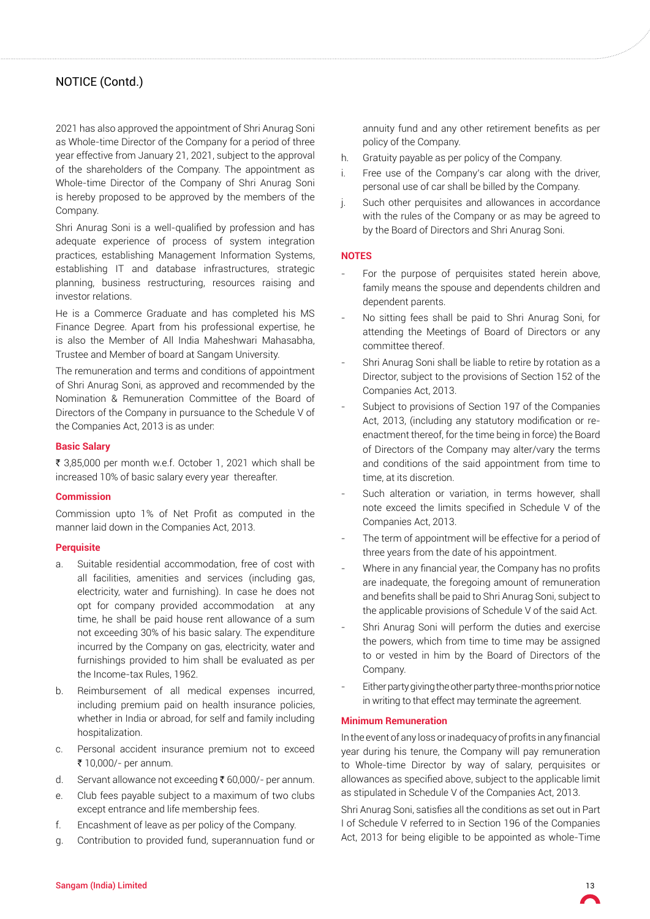## NOTICE (Contd.)

2021 has also approved the appointment of Shri Anurag Soni as Whole-time Director of the Company for a period of three year effective from January 21, 2021, subject to the approval of the shareholders of the Company. The appointment as Whole-time Director of the Company of Shri Anurag Soni is hereby proposed to be approved by the members of the Company.

Shri Anurag Soni is a well-qualified by profession and has adequate experience of process of system integration practices, establishing Management Information Systems, establishing IT and database infrastructures, strategic planning, business restructuring, resources raising and investor relations.

He is a Commerce Graduate and has completed his MS Finance Degree. Apart from his professional expertise, he is also the Member of All India Maheshwari Mahasabha, Trustee and Member of board at Sangam University.

The remuneration and terms and conditions of appointment of Shri Anurag Soni, as approved and recommended by the Nomination & Remuneration Committee of the Board of Directors of the Company in pursuance to the Schedule V of the Companies Act, 2013 is as under:

**Basic Salary**

₹ 3,85,000 per month w.e.f. October 1, 2021 which shall be increased 10% of basic salary every year thereafter.

**Commission**

Commission upto 1% of Net Profit as computed in the manner laid down in the Companies Act, 2013.

**Perquisite**

a. Suitable residential accommodation, free of cost with all facilities, amenities and services (including gas, electricity, water and furnishing). In case he does not opt for company provided accommodation at any time, he shall be paid house rent allowance of a sum not exceeding 30% of his basic salary. The expenditure incurred by the Company on gas, electricity, water and furnishings provided to him shall be evaluated as per the Income-tax Rules, 1962.

b. Reimbursement of all medical expenses incurred, including premium paid on health insurance policies, whether in India or abroad, for self and family including hospitalization.

c. Personal accident insurance premium not to exceed ₹ 10,000/- per annum.

d. Servant allowance not exceeding ₹ 60,000/- per annum.

e. Club fees payable subject to a maximum of two clubs except entrance and life membership fees.

f. Encashment of leave as per policy of the Company.

g. Contribution to provided fund, superannuation fund or annuity fund and any other retirement benefits as per policy of the Company.

h. Gratuity payable as per policy of the Company.

i. Free use of the Company's car along with the driver, personal use of car shall be billed by the Company.

j. Such other perquisites and allowances in accordance with the rules of the Company or as may be agreed to by the Board of Directors and Shri Anurag Soni.

**NOTES**

- For the purpose of perquisites stated herein above, family means the spouse and dependents children and dependent parents.
- No sitting fees shall be paid to Shri Anurag Soni, for attending the Meetings of Board of Directors or any committee thereof.
- Shri Anurag Soni shall be liable to retire by rotation as a Director, subject to the provisions of Section 152 of the Companies Act, 2013.
- Subject to provisions of Section 197 of the Companies Act, 2013, (including any statutory modification or re-enactment thereof, for the time being in force) the Board of Directors of the Company may alter/vary the terms and conditions of the said appointment from time to time, at its discretion.
- Such alteration or variation, in terms however, shall note exceed the limits specified in Schedule V of the Companies Act, 2013.
- The term of appointment will be effective for a period of three years from the date of his appointment.
- Where in any financial year, the Company has no profits are inadequate, the foregoing amount of remuneration and benefits shall be paid to Shri Anurag Soni, subject to the applicable provisions of Schedule V of the said Act.
- Shri Anurag Soni will perform the duties and exercise the powers, which from time to time may be assigned to or vested in him by the Board of Directors of the Company.
- Either party giving the other party three-months prior notice in writing to that effect may terminate the agreement.

**Minimum Remuneration**

In the event of any loss or inadequacy of profits in any financial year during his tenure, the Company will pay remuneration to Whole-time Director by way of salary, perquisites or allowances as specified above, subject to the applicable limit as stipulated in Schedule V of the Companies Act, 2013.

Shri Anurag Soni, satisfies all the conditions as set out in Part I of Schedule V referred to in Section 196 of the Companies Act, 2013 for being eligible to be appointed as whole-Time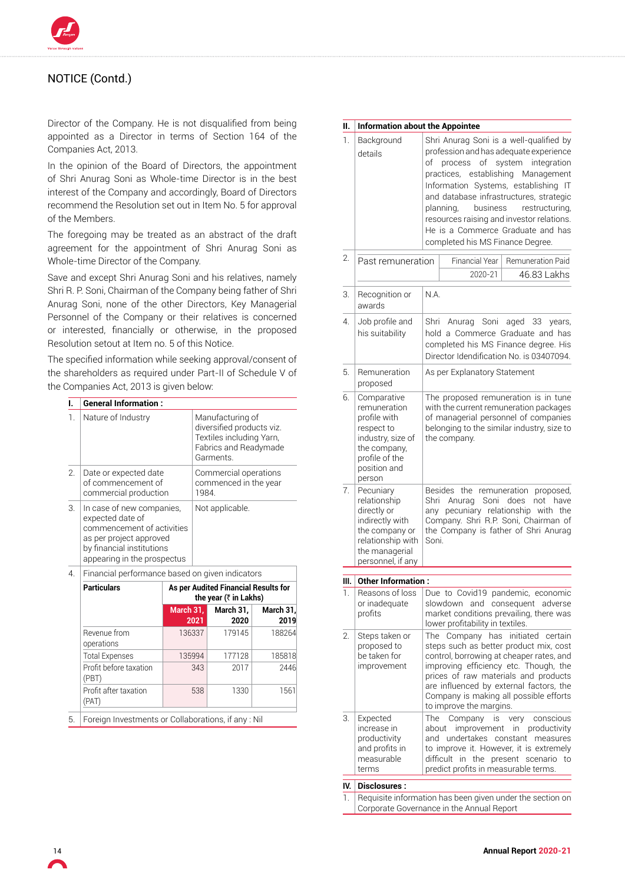## NOTICE (Contd.)

Director of the Company. He is not disqualified from being appointed as a Director in terms of Section 164 of the Companies Act, 2013.

In the opinion of the Board of Directors, the appointment of Shri Anurag Soni as Whole-time Director is in the best interest of the Company and accordingly, Board of Directors recommend the Resolution set out in Item No. 5 for approval of the Members.

The foregoing may be treated as an abstract of the draft agreement for the appointment of Shri Anurag Soni as Whole-time Director of the Company.

Save and except Shri Anurag Soni and his relatives, namely Shri R. P. Soni, Chairman of the Company being father of Shri Anurag Soni, none of the other Directors, Key Managerial Personnel of the Company or their relatives is concerned or interested, financially or otherwise, in the proposed Resolution setout at Item no. 5 of this Notice.

The specified information while seeking approval/consent of the shareholders as required under Part-II of Schedule V of the Companies Act, 2013 is given below:

| I. | General Information : | |
|---|---|---|
| 1. | Nature of Industry | Manufacturing of diversified products viz. Textiles including Yarn, Fabrics and Readymade Garments. |
| 2. | Date or expected date of commencement of commercial production | Commercial operations commenced in the year 1984. |
| 3. | In case of new companies, expected date of commencement of activities as per project approved by financial institutions appearing in the prospectus | Not applicable. |
| 4. | Financial performance based on given indicators | |

| Particulars | As per Audited Financial Results for the year (₹ in Lakhs) | | |
|---|---|---|---|
| | March 31, 2021 | March 31, 2020 | March 31, 2019 |
| Revenue from operations | 136337 | 179145 | 188264 |
| Total Expenses | 135994 | 177128 | 185818 |
| Profit before taxation (PBT) | 343 | 2017 | 2446 |
| Profit after taxation (PAT) | 538 | 1330 | 1561 |

5. Foreign Investments or Collaborations, if any : Nil

| II. | Information about the Appointee | |
|---|---|---|
| 1. | Background details | Shri Anurag Soni is a well-qualified by profession and has adequate experience of process of system integration practices, establishing Management Information Systems, establishing IT and database infrastructures, strategic planning, business restructuring, resources raising and investor relations. He is a Commerce Graduate and has completed his MS Finance Degree. |
| 2. | Past remuneration | Financial Year 2020-21: Remuneration Paid 46.83 Lakhs |
| 3. | Recognition or awards | N.A. |
| 4. | Job profile and his suitability | Shri Anurag Soni aged 33 years, hold a Commerce Graduate and has completed his MS Finance degree. His Director Idendification No. is 03407094. |
| 5. | Remuneration proposed | As per Explanatory Statement |
| 6. | Comparative remuneration profile with respect to industry, size of the company, profile of the position and person | The proposed remuneration is in tune with the current remuneration packages of managerial personnel of companies belonging to the similar industry, size to the company. |
| 7. | Pecuniary relationship directly or indirectly with the company or relationship with the managerial personnel, if any | Besides the remuneration proposed, Shri Anurag Soni does not have any pecuniary relationship with the Company. Shri R.P. Soni, Chairman of the Company is father of Shri Anurag Soni. |

| III. | Other Information : | |
|---|---|---|
| 1. | Reasons of loss or inadequate profits | Due to Covid19 pandemic, economic slowdown and consequent adverse market conditions prevailing, there was lower profitability in textiles. |
| 2. | Steps taken or proposed to be taken for improvement | The Company has initiated certain steps such as better product mix, cost control, borrowing at cheaper rates, and improving efficiency etc. Though, the prices of raw materials and products are influenced by external factors, the Company is making all possible efforts to improve the margins. |
| 3. | Expected increase in productivity and profits in measurable terms | The Company is very conscious about improvement in productivity and undertakes constant measures to improve it. However, it is extremely difficult in the present scenario to predict profits in measurable terms. |

| IV. | Disclosures : |
|---|---|
| 1. | Requisite information has been given under the section on Corporate Governance in the Annual Report |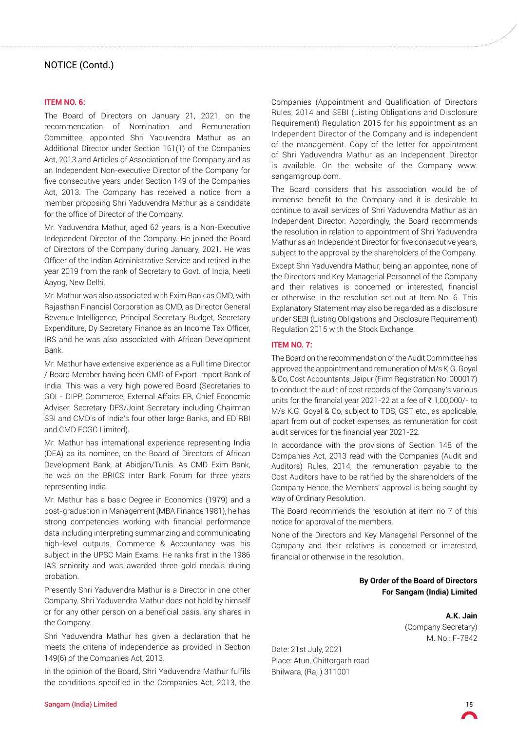## NOTICE (Contd.)

**ITEM NO. 6:**

The Board of Directors on January 21, 2021, on the recommendation of Nomination and Remuneration Committee, appointed Shri Yaduvendra Mathur as an Additional Director under Section 161(1) of the Companies Act, 2013 and Articles of Association of the Company and as an Independent Non-executive Director of the Company for five consecutive years under Section 149 of the Companies Act, 2013. The Company has received a notice from a member proposing Shri Yaduvendra Mathur as a candidate for the office of Director of the Company.

Mr. Yaduvendra Mathur, aged 62 years, is a Non-Executive Independent Director of the Company. He joined the Board of Directors of the Company during January, 2021. He was Officer of the Indian Administrative Service and retired in the year 2019 from the rank of Secretary to Govt. of India, Neeti Aayog, New Delhi.

Mr. Mathur was also associated with Exim Bank as CMD, with Rajasthan Financial Corporation as CMD, as Director General Revenue Intelligence, Principal Secretary Budget, Secretary Expenditure, Dy Secretary Finance as an Income Tax Officer, IRS and he was also associated with African Development Bank.

Mr. Mathur have extensive experience as a Full time Director / Board Member having been CMD of Export Import Bank of India. This was a very high powered Board (Secretaries to GOI - DIPP, Commerce, External Affairs ER, Chief Economic Adviser, Secretary DFS/Joint Secretary including Chairman SBI and CMD's of India's four other large Banks, and ED RBI and CMD ECGC Limited).

Mr. Mathur has international experience representing India (DEA) as its nominee, on the Board of Directors of African Development Bank, at Abidjan/Tunis. As CMD Exim Bank, he was on the BRICS Inter Bank Forum for three years representing India.

Mr. Mathur has a basic Degree in Economics (1979) and a post-graduation in Management (MBA Finance 1981), he has strong competencies working with financial performance data including interpreting summarizing and communicating high-level outputs. Commerce & Accountancy was his subject in the UPSC Main Exams. He ranks first in the 1986 IAS seniority and was awarded three gold medals during probation.

Presently Shri Yaduvendra Mathur is a Director in one other Company. Shri Yaduvendra Mathur does not hold by himself or for any other person on a beneficial basis, any shares in the Company.

Shri Yaduvendra Mathur has given a declaration that he meets the criteria of independence as provided in Section 149(6) of the Companies Act, 2013.

In the opinion of the Board, Shri Yaduvendra Mathur fulfils the conditions specified in the Companies Act, 2013, the Companies (Appointment and Qualification of Directors Rules, 2014 and SEBI (Listing Obligations and Disclosure Requirement) Regulation 2015 for his appointment as an Independent Director of the Company and is independent of the management. Copy of the letter for appointment of Shri Yaduvendra Mathur as an Independent Director is available. On the website of the Company www.sangamgroup.com.

The Board considers that his association would be of immense benefit to the Company and it is desirable to continue to avail services of Shri Yaduvendra Mathur as an Independent Director. Accordingly, the Board recommends the resolution in relation to appointment of Shri Yaduvendra Mathur as an Independent Director for five consecutive years, subject to the approval by the shareholders of the Company.

Except Shri Yaduvendra Mathur, being an appointee, none of the Directors and Key Managerial Personnel of the Company and their relatives is concerned or interested, financial or otherwise, in the resolution set out at Item No. 6. This Explanatory Statement may also be regarded as a disclosure under SEBI (Listing Obligations and Disclosure Requirement) Regulation 2015 with the Stock Exchange.

**ITEM NO. 7:**

The Board on the recommendation of the Audit Committee has approved the appointment and remuneration of M/s K.G. Goyal & Co, Cost Accountants, Jaipur (Firm Registration No. 000017) to conduct the audit of cost records of the Company's various units for the financial year 2021-22 at a fee of ₹ 1,00,000/- to M/s K.G. Goyal & Co, subject to TDS, GST etc., as applicable, apart from out of pocket expenses, as remuneration for cost audit services for the financial year 2021-22.

In accordance with the provisions of Section 148 of the Companies Act, 2013 read with the Companies (Audit and Auditors) Rules, 2014, the remuneration payable to the Cost Auditors have to be ratified by the shareholders of the Company Hence, the Members' approval is being sought by way of Ordinary Resolution.

The Board recommends the resolution at item no 7 of this notice for approval of the members.

None of the Directors and Key Managerial Personnel of the Company and their relatives is concerned or interested, financial or otherwise in the resolution.

**By Order of the Board of Directors**
**For Sangam (India) Limited**

**A.K. Jain**
(Company Secretary)
M. No.: F-7842

Date: 21st July, 2021
Place: Atun, Chittorgarh road
Bhilwara, (Raj.) 311001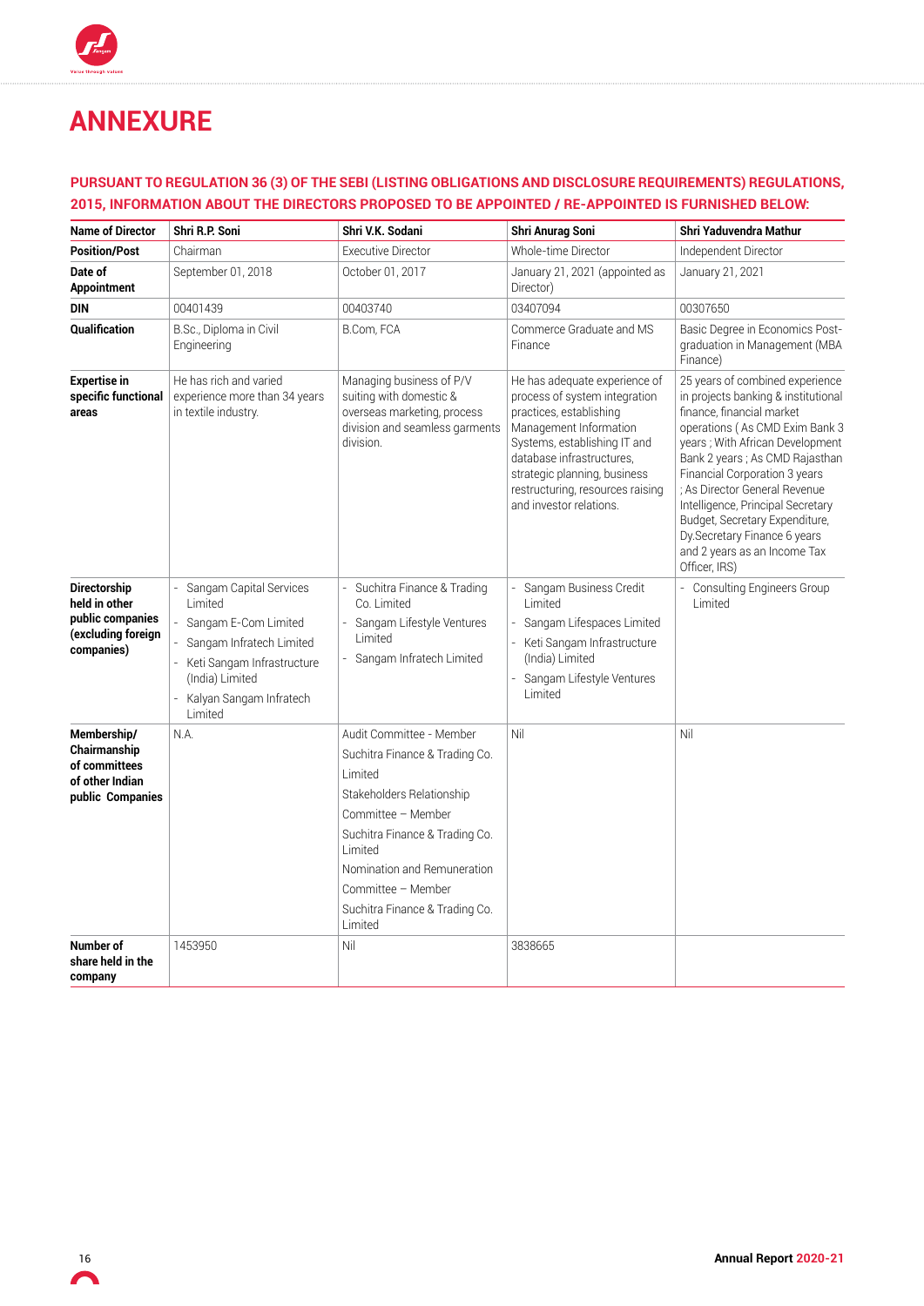# ANNEXURE

**PURSUANT TO REGULATION 36 (3) OF THE SEBI (LISTING OBLIGATIONS AND DISCLOSURE REQUIREMENTS) REGULATIONS, 2015, INFORMATION ABOUT THE DIRECTORS PROPOSED TO BE APPOINTED / RE-APPOINTED IS FURNISHED BELOW:**

| Name of Director | Shri R.P. Soni | Shri V.K. Sodani | Shri Anurag Soni | Shri Yaduvendra Mathur |
|---|---|---|---|---|
| **Position/Post** | Chairman | Executive Director | Whole-time Director | Independent Director |
| **Date of Appointment** | September 01, 2018 | October 01, 2017 | January 21, 2021 (appointed as Director) | January 21, 2021 |
| **DIN** | 00401439 | 00403740 | 03407094 | 00307650 |
| **Qualification** | B.Sc., Diploma in Civil Engineering | B.Com, FCA | Commerce Graduate and MS Finance | Basic Degree in Economics Post-graduation in Management (MBA Finance) |
| **Expertise in specific functional areas** | He has rich and varied experience more than 34 years in textile industry. | Managing business of P/V suiting with domestic & overseas marketing, process division and seamless garments division. | He has adequate experience of process of system integration practices, establishing Management Information Systems, establishing IT and database infrastructures, strategic planning, business restructuring, resources raising and investor relations. | 25 years of combined experience in projects banking & institutional finance, financial market operations ( As CMD Exim Bank 3 years ; With African Development Bank 2 years ; As CMD Rajasthan Financial Corporation 3 years ; As Director General Revenue Intelligence, Principal Secretary Budget, Secretary Expenditure, Dy.Secretary Finance 6 years and 2 years as an Income Tax Officer, IRS) |
| **Directorship held in other public companies (excluding foreign companies)** | - Sangam Capital Services Limited<br>- Sangam E-Com Limited<br>- Sangam Infratech Limited<br>- Keti Sangam Infrastructure (India) Limited<br>- Kalyan Sangam Infratech Limited | - Suchitra Finance & Trading Co. Limited<br>- Sangam Lifestyle Ventures Limited<br>- Sangam Infratech Limited | - Sangam Business Credit Limited<br>- Sangam Lifespaces Limited<br>- Keti Sangam Infrastructure (India) Limited<br>- Sangam Lifestyle Ventures Limited | - Consulting Engineers Group Limited |
| **Membership/ Chairmanship of committees of other Indian public Companies** | N.A. | Audit Committee - Member<br>Suchitra Finance & Trading Co. Limited<br>Stakeholders Relationship Committee – Member<br>Suchitra Finance & Trading Co. Limited<br>Nomination and Remuneration Committee – Member<br>Suchitra Finance & Trading Co. Limited | Nil | Nil |
| **Number of share held in the company** | 1453950 | Nil | 3838665 | |